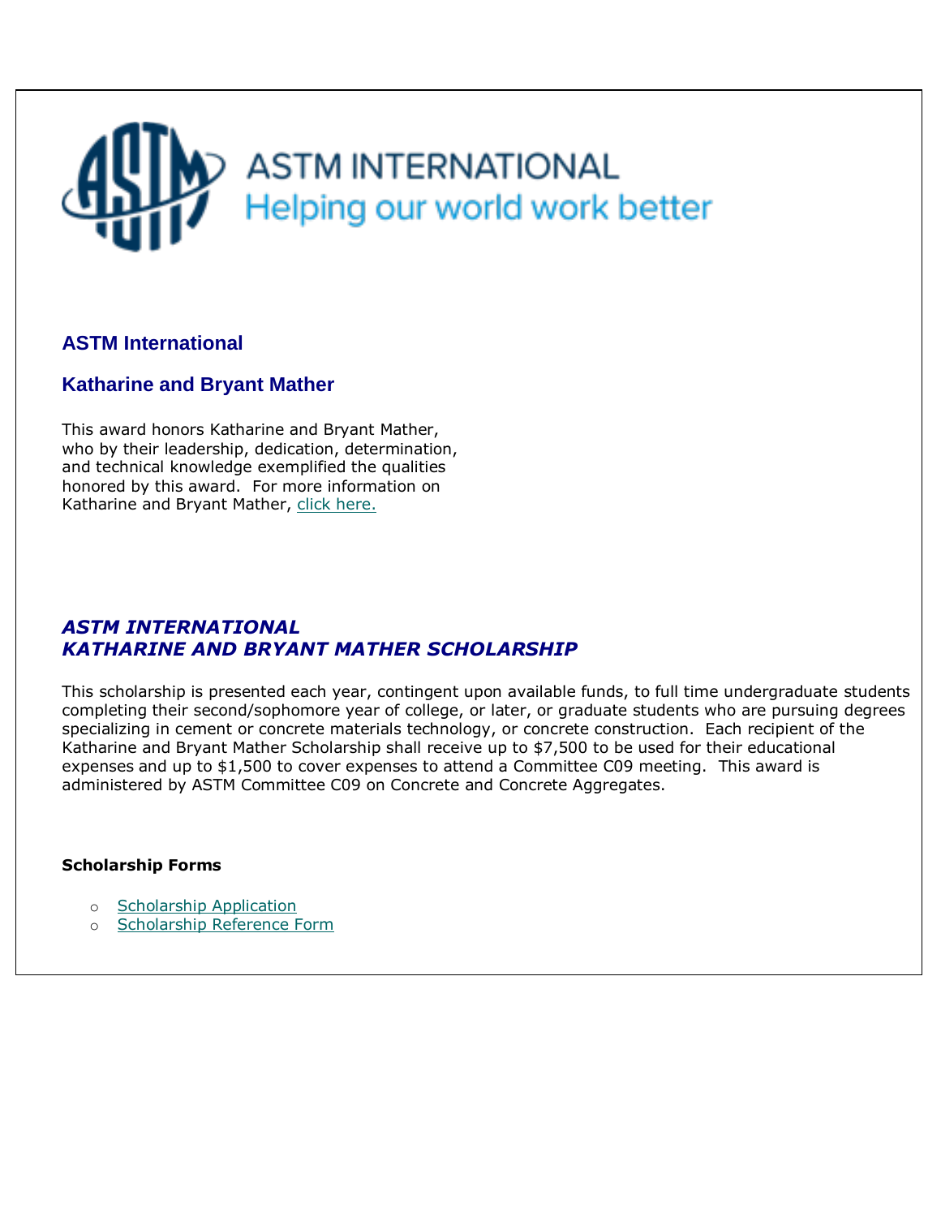ASTM INTERNATIONAL
Helping our world work better

## ASTM International

## Katharine and Bryant Mather

This award honors Katharine and Bryant Mather, who by their leadership, dedication, determination, and technical knowledge exemplified the qualities honored by this award. For more information on Katharine and Bryant Mather, click here.

## *ASTM INTERNATIONAL KATHARINE AND BRYANT MATHER SCHOLARSHIP*

This scholarship is presented each year, contingent upon available funds, to full time undergraduate students completing their second/sophomore year of college, or later, or graduate students who are pursuing degrees specializing in cement or concrete materials technology, or concrete construction. Each recipient of the Katharine and Bryant Mather Scholarship shall receive up to $7,500 to be used for their educational expenses and up to $1,500 to cover expenses to attend a Committee C09 meeting. This award is administered by ASTM Committee C09 on Concrete and Concrete Aggregates.

**Scholarship Forms**

- Scholarship Application
- Scholarship Reference Form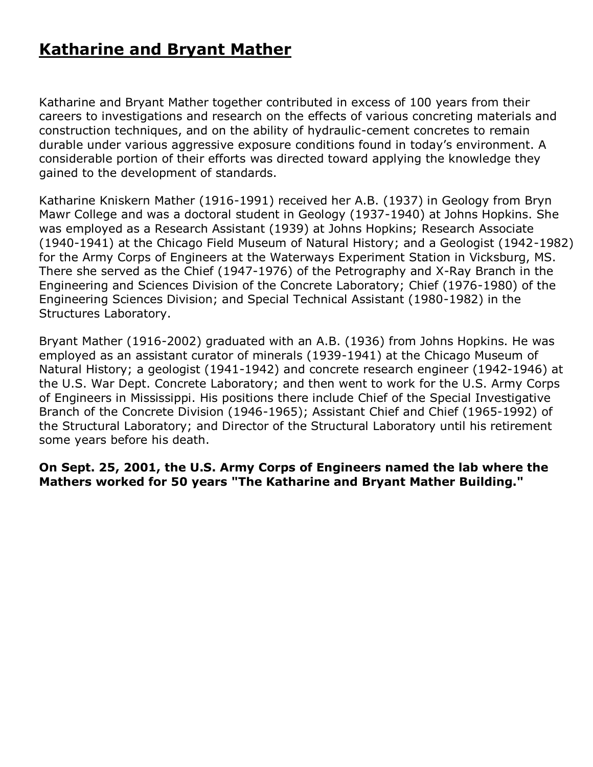# **Katharine and Bryant Mather**

Katharine and Bryant Mather together contributed in excess of 100 years from their careers to investigations and research on the effects of various concreting materials and construction techniques, and on the ability of hydraulic-cement concretes to remain durable under various aggressive exposure conditions found in today's environment. A considerable portion of their efforts was directed toward applying the knowledge they gained to the development of standards.

Katharine Kniskern Mather (1916-1991) received her A.B. (1937) in Geology from Bryn Mawr College and was a doctoral student in Geology (1937-1940) at Johns Hopkins. She was employed as a Research Assistant (1939) at Johns Hopkins; Research Associate (1940-1941) at the Chicago Field Museum of Natural History; and a Geologist (1942-1982) for the Army Corps of Engineers at the Waterways Experiment Station in Vicksburg, MS. There she served as the Chief (1947-1976) of the Petrography and X-Ray Branch in the Engineering and Sciences Division of the Concrete Laboratory; Chief (1976-1980) of the Engineering Sciences Division; and Special Technical Assistant (1980-1982) in the Structures Laboratory.

Bryant Mather (1916-2002) graduated with an A.B. (1936) from Johns Hopkins. He was employed as an assistant curator of minerals (1939-1941) at the Chicago Museum of Natural History; a geologist (1941-1942) and concrete research engineer (1942-1946) at the U.S. War Dept. Concrete Laboratory; and then went to work for the U.S. Army Corps of Engineers in Mississippi. His positions there include Chief of the Special Investigative Branch of the Concrete Division (1946-1965); Assistant Chief and Chief (1965-1992) of the Structural Laboratory; and Director of the Structural Laboratory until his retirement some years before his death.

**On Sept. 25, 2001, the U.S. Army Corps of Engineers named the lab where the Mathers worked for 50 years "The Katharine and Bryant Mather Building."**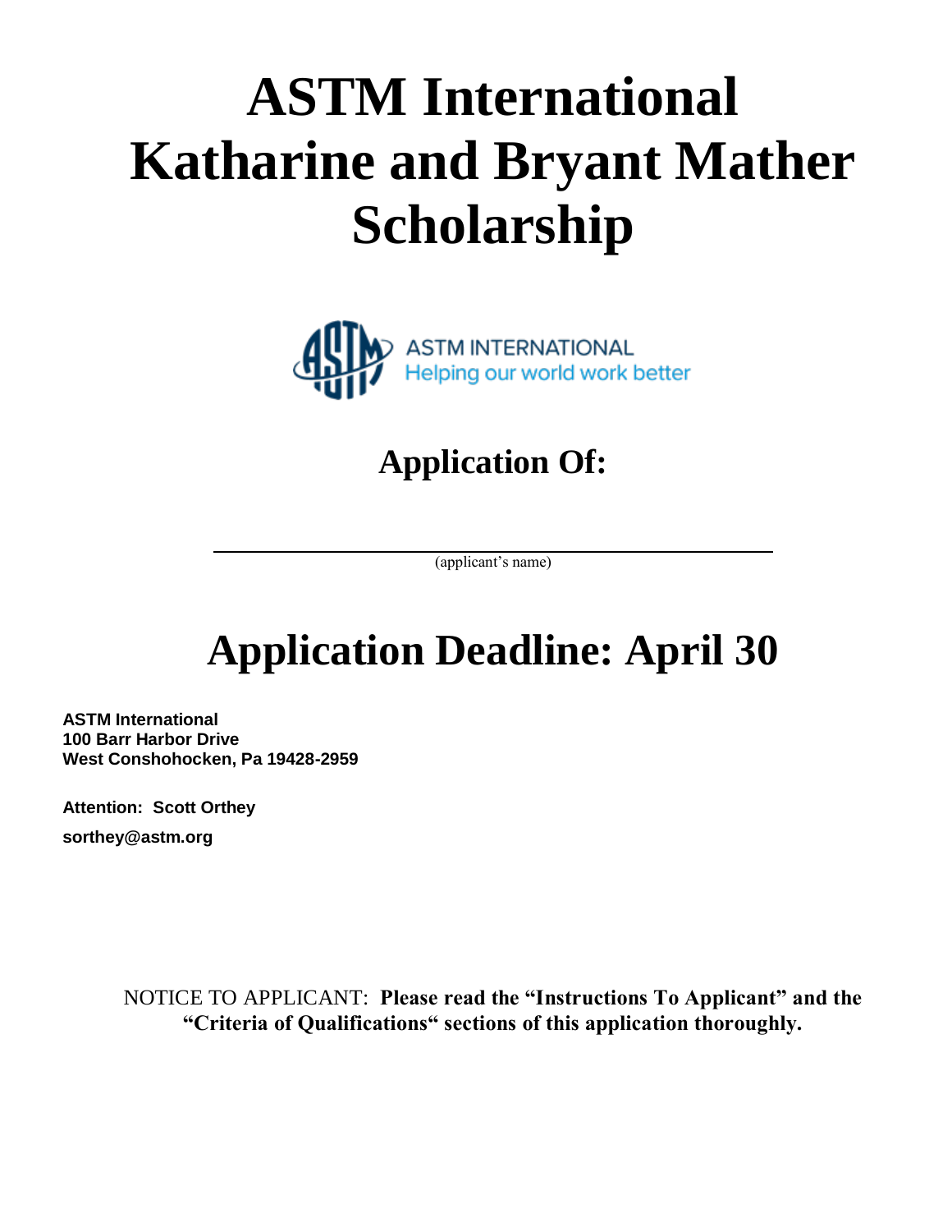# ASTM International Katharine and Bryant Mather Scholarship

ASTM INTERNATIONAL
Helping our world work better

## Application Of:

_______________________________________________

(applicant's name)

# Application Deadline: April 30

**ASTM International**
**100 Barr Harbor Drive**
**West Conshohocken, Pa 19428-2959**

**Attention: Scott Orthey**

**sorthey@astm.org**

NOTICE TO APPLICANT: **Please read the "Instructions To Applicant" and the "Criteria of Qualifications" sections of this application thoroughly.**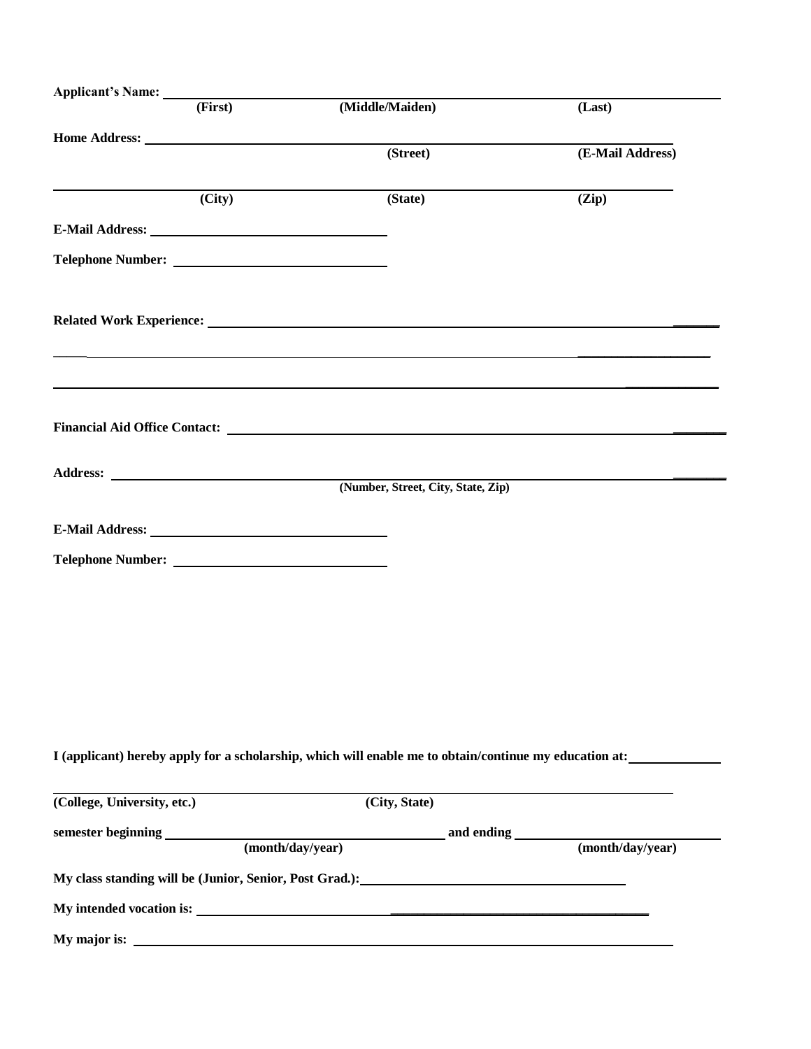**Applicant's Name:** ______________________________________________________________

**(First)** **(Middle/Maiden)** **(Last)**

**Home Address:** ______________________________________________________________

**(Street)** **(E-Mail Address)**

______________________________________________________________

**(City)** **(State)** **(Zip)**

**E-Mail Address:** ________________________________

**Telephone Number:** ____________________________

**Related Work Experience:** ______________________________________________________

______________________________________________________________

______________________________________________________________

**Financial Aid Office Contact:** __________________________________________________

**Address:** ______________________________________________________________

**(Number, Street, City, State, Zip)**

**E-Mail Address:** ________________________________

**Telephone Number:** ____________________________

**I (applicant) hereby apply for a scholarship, which will enable me to obtain/continue my education at:** ____________

______________________________________________________________

**(College, University, etc.)** **(City, State)**

**semester beginning** ______________________ **and ending** ______________________

**(month/day/year)** **(month/day/year)**

**My class standing will be (Junior, Senior, Post Grad.):** ______________________________

**My intended vocation is:** ______________________________________________

**My major is:** ______________________________________________________________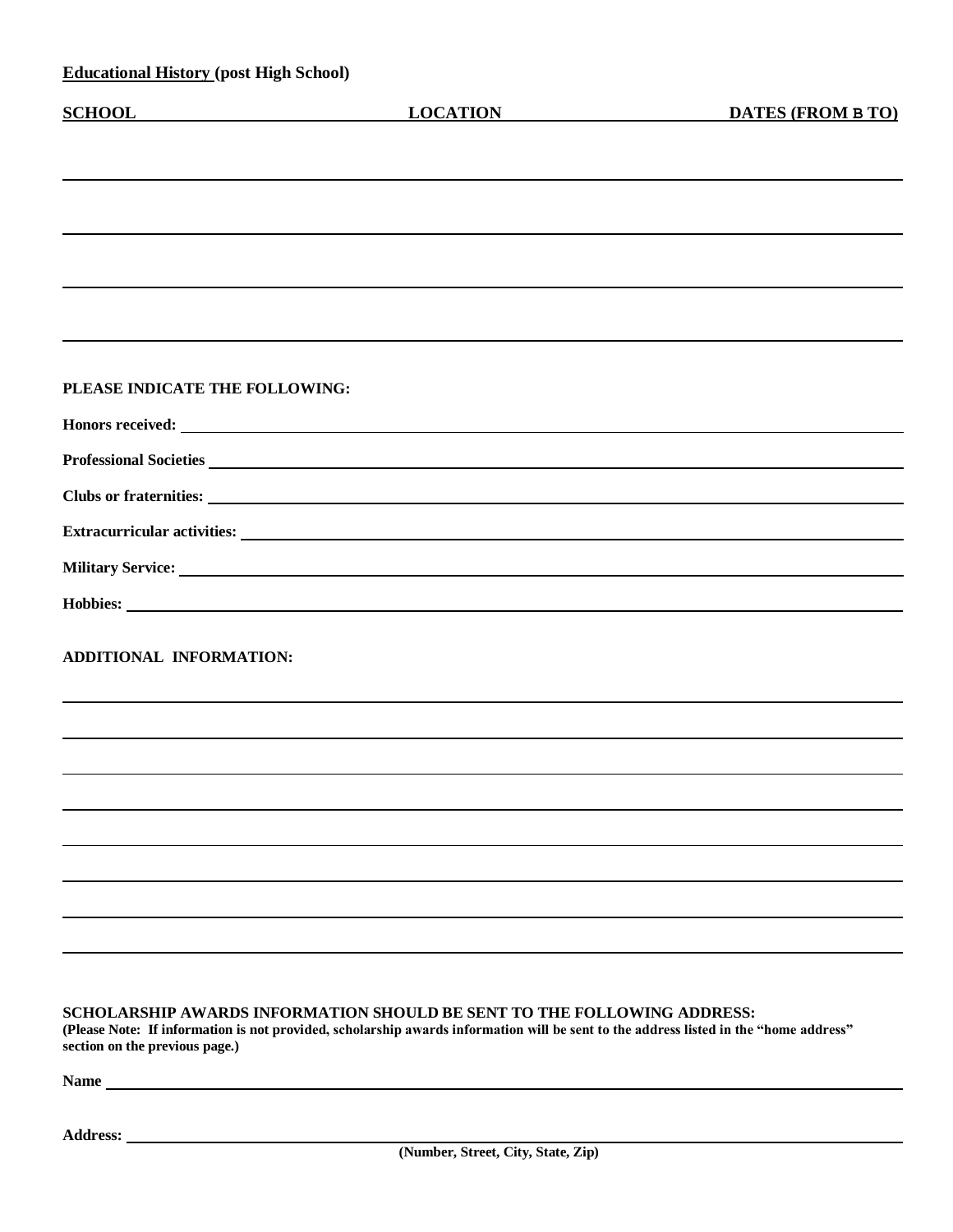**Educational History (post High School)**

| SCHOOL | LOCATION | DATES (FROM B TO) |
| --- | --- | --- |
| | | |
| | | |
| | | |
| | | |

**PLEASE INDICATE THE FOLLOWING:**

**Honors received:** ______________________________

**Professional Societies** ______________________________

**Clubs or fraternities:** ______________________________

**Extracurricular activities:** ______________________________

**Military Service:** ______________________________

**Hobbies:** ______________________________

**ADDITIONAL INFORMATION:**

______________________________

______________________________

______________________________

______________________________

______________________________

______________________________

______________________________

______________________________

**SCHOLARSHIP AWARDS INFORMATION SHOULD BE SENT TO THE FOLLOWING ADDRESS:**
**(Please Note: If information is not provided, scholarship awards information will be sent to the address listed in the "home address" section on the previous page.)**

**Name** ______________________________

**Address:** ______________________________
**(Number, Street, City, State, Zip)**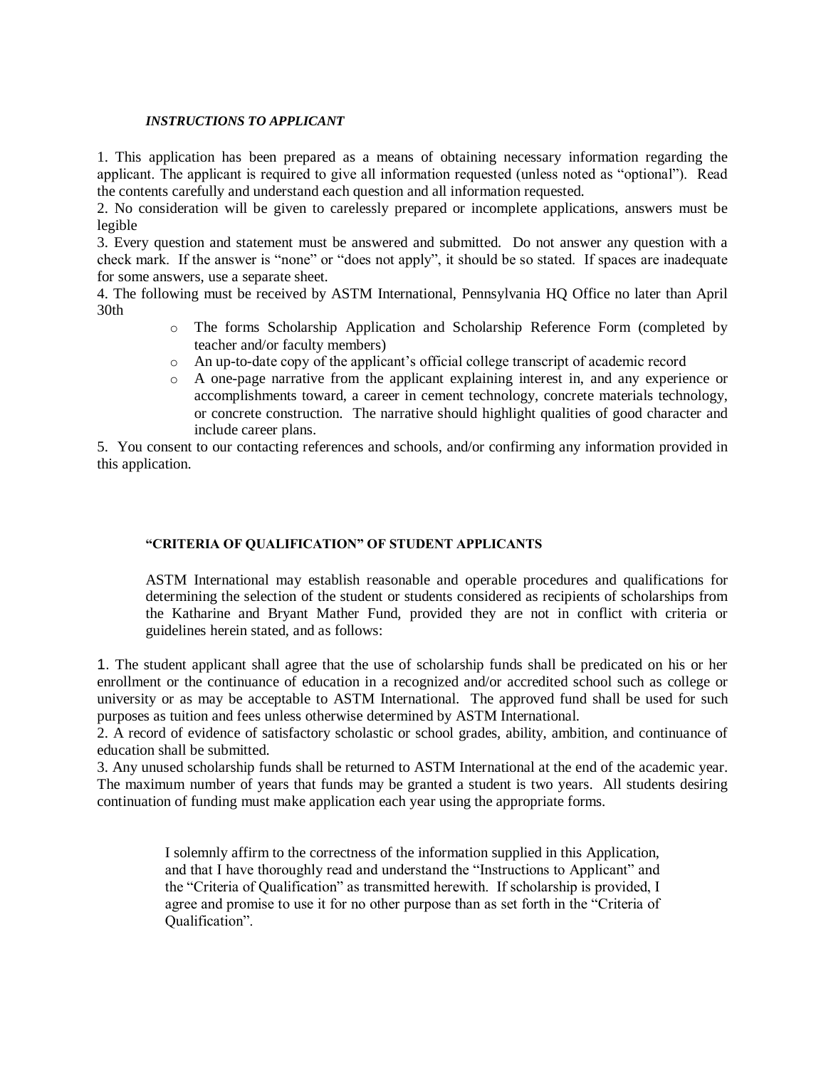### *INSTRUCTIONS TO APPLICANT*

1. This application has been prepared as a means of obtaining necessary information regarding the applicant. The applicant is required to give all information requested (unless noted as "optional"). Read the contents carefully and understand each question and all information requested.
2. No consideration will be given to carelessly prepared or incomplete applications, answers must be legible
3. Every question and statement must be answered and submitted. Do not answer any question with a check mark. If the answer is "none" or "does not apply", it should be so stated. If spaces are inadequate for some answers, use a separate sheet.
4. The following must be received by ASTM International, Pennsylvania HQ Office no later than April 30th
   - The forms Scholarship Application and Scholarship Reference Form (completed by teacher and/or faculty members)
   - An up-to-date copy of the applicant's official college transcript of academic record
   - A one-page narrative from the applicant explaining interest in, and any experience or accomplishments toward, a career in cement technology, concrete materials technology, or concrete construction. The narrative should highlight qualities of good character and include career plans.
5. You consent to our contacting references and schools, and/or confirming any information provided in this application.

### "CRITERIA OF QUALIFICATION" OF STUDENT APPLICANTS

ASTM International may establish reasonable and operable procedures and qualifications for determining the selection of the student or students considered as recipients of scholarships from the Katharine and Bryant Mather Fund, provided they are not in conflict with criteria or guidelines herein stated, and as follows:

1. The student applicant shall agree that the use of scholarship funds shall be predicated on his or her enrollment or the continuance of education in a recognized and/or accredited school such as college or university or as may be acceptable to ASTM International. The approved fund shall be used for such purposes as tuition and fees unless otherwise determined by ASTM International.
2. A record of evidence of satisfactory scholastic or school grades, ability, ambition, and continuance of education shall be submitted.
3. Any unused scholarship funds shall be returned to ASTM International at the end of the academic year. The maximum number of years that funds may be granted a student is two years. All students desiring continuation of funding must make application each year using the appropriate forms.

I solemnly affirm to the correctness of the information supplied in this Application, and that I have thoroughly read and understand the "Instructions to Applicant" and the "Criteria of Qualification" as transmitted herewith. If scholarship is provided, I agree and promise to use it for no other purpose than as set forth in the "Criteria of Qualification".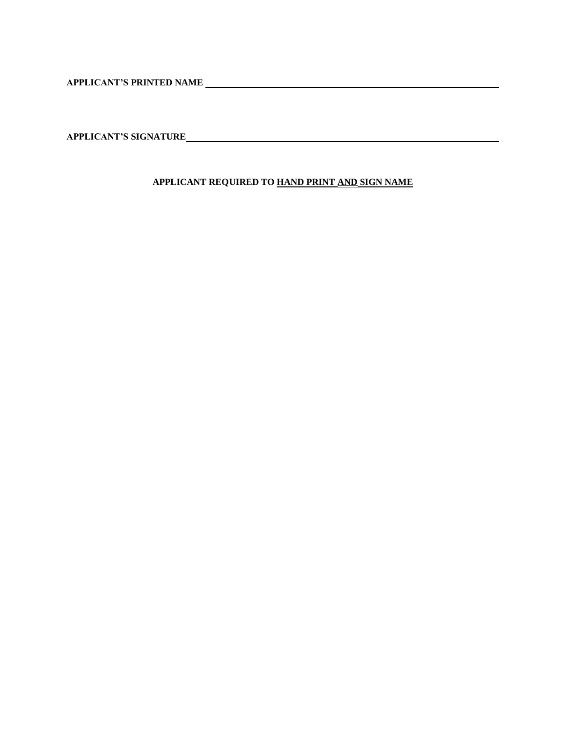**APPLICANT'S PRINTED NAME** ____________________________________________

**APPLICANT'S SIGNATURE**____________________________________________

**APPLICANT REQUIRED TO <u>HAND PRINT</u> <u>AND</u> <u>SIGN NAME</u>**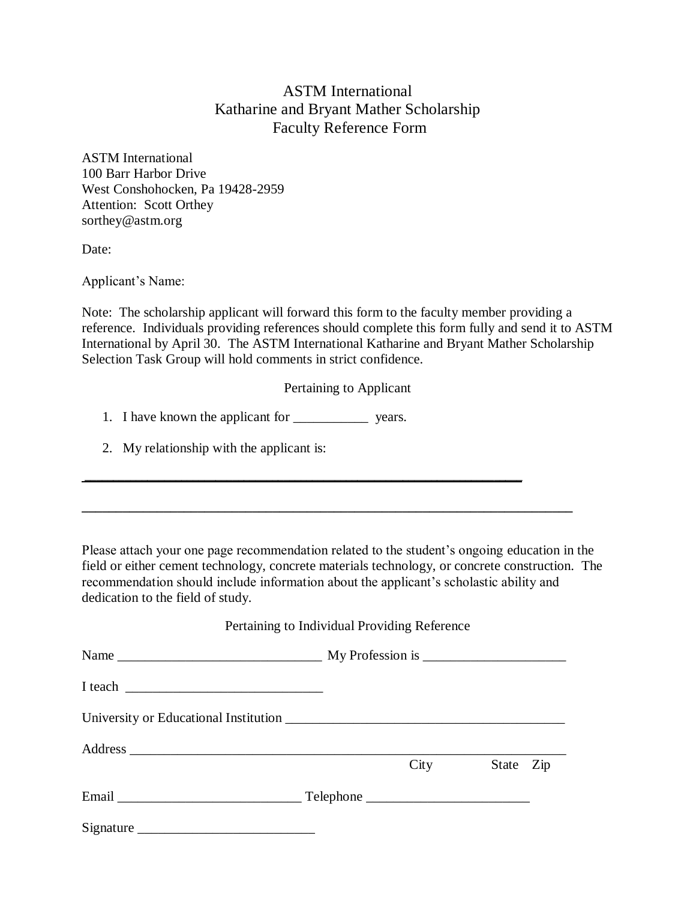# ASTM International
## Katharine and Bryant Mather Scholarship
## Faculty Reference Form

ASTM International
100 Barr Harbor Drive
West Conshohocken, Pa 19428-2959
Attention: Scott Orthey
sorthey@astm.org

Date:

Applicant's Name:

Note: The scholarship applicant will forward this form to the faculty member providing a reference. Individuals providing references should complete this form fully and send it to ASTM International by April 30. The ASTM International Katharine and Bryant Mather Scholarship Selection Task Group will hold comments in strict confidence.

Pertaining to Applicant

1. I have known the applicant for ___________ years.

2. My relationship with the applicant is:

_______________________________________________________________

_______________________________________________________________

Please attach your one page recommendation related to the student's ongoing education in the field or either cement technology, concrete materials technology, or concrete construction. The recommendation should include information about the applicant's scholastic ability and dedication to the field of study.

Pertaining to Individual Providing Reference

Name ______________________________ My Profession is _____________________

I teach _____________________________

University or Educational Institution ________________________________________

Address ______________________________________________________________
City State Zip

Email __________________________ Telephone _______________________

Signature __________________________